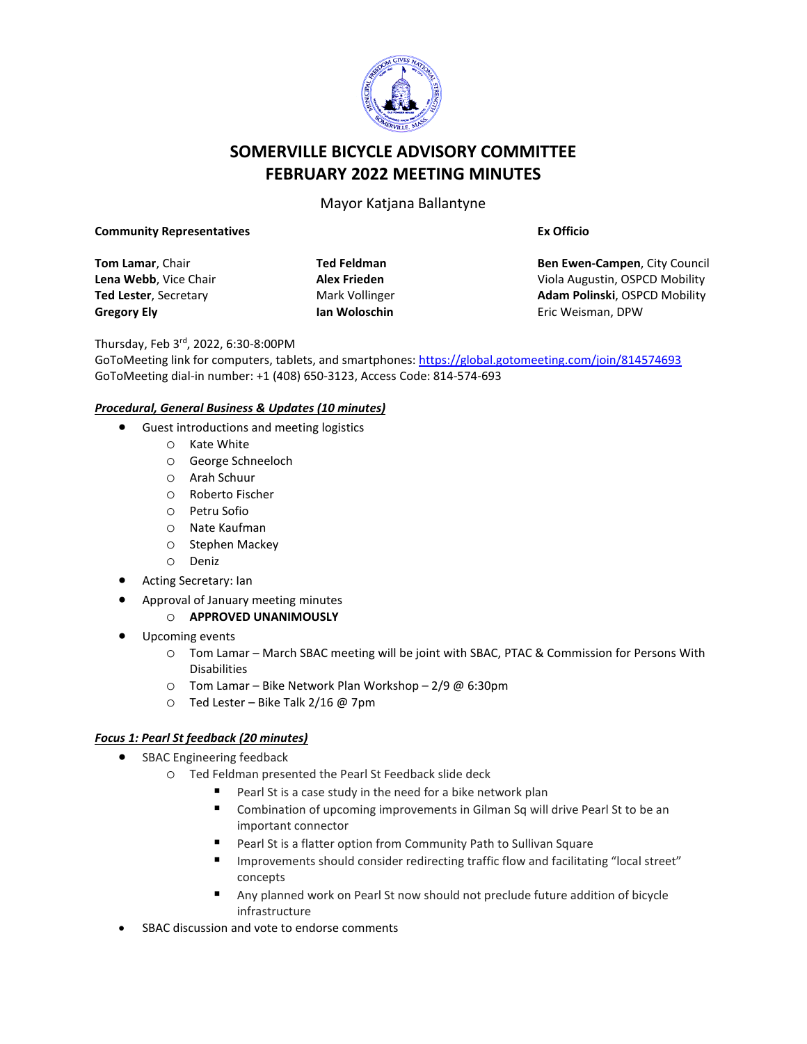# SOMERVILLE BICYCLE ADVISORY COMMITTEE
# FEBRUARY 2022 MEETING MINUTES

Mayor Katjana Ballantyne

**Community Representatives**

**Tom Lamar**, Chair
**Lena Webb**, Vice Chair
**Ted Lester**, Secretary
**Gregory Ely**
**Ted Feldman**
**Alex Frieden**
Mark Vollinger
**Ian Woloschin**

**Ex Officio**

**Ben Ewen-Campen**, City Council
Viola Augustin, OSPCD Mobility
**Adam Polinski**, OSPCD Mobility
Eric Weisman, DPW

Thursday, Feb 3rd, 2022, 6:30-8:00PM
GoToMeeting link for computers, tablets, and smartphones: https://global.gotomeeting.com/join/814574693
GoToMeeting dial-in number: +1 (408) 650-3123, Access Code: 814-574-693

***Procedural, General Business & Updates (10 minutes)***

- Guest introductions and meeting logistics
  - Kate White
  - George Schneeloch
  - Arah Schuur
  - Roberto Fischer
  - Petru Sofio
  - Nate Kaufman
  - Stephen Mackey
  - Deniz
- Acting Secretary: Ian
- Approval of January meeting minutes
  - **APPROVED UNANIMOUSLY**
- Upcoming events
  - Tom Lamar – March SBAC meeting will be joint with SBAC, PTAC & Commission for Persons With Disabilities
  - Tom Lamar – Bike Network Plan Workshop – 2/9 @ 6:30pm
  - Ted Lester – Bike Talk 2/16 @ 7pm

***Focus 1: Pearl St feedback (20 minutes)***

- SBAC Engineering feedback
  - Ted Feldman presented the Pearl St Feedback slide deck
    - Pearl St is a case study in the need for a bike network plan
    - Combination of upcoming improvements in Gilman Sq will drive Pearl St to be an important connector
    - Pearl St is a flatter option from Community Path to Sullivan Square
    - Improvements should consider redirecting traffic flow and facilitating "local street" concepts
    - Any planned work on Pearl St now should not preclude future addition of bicycle infrastructure
- SBAC discussion and vote to endorse comments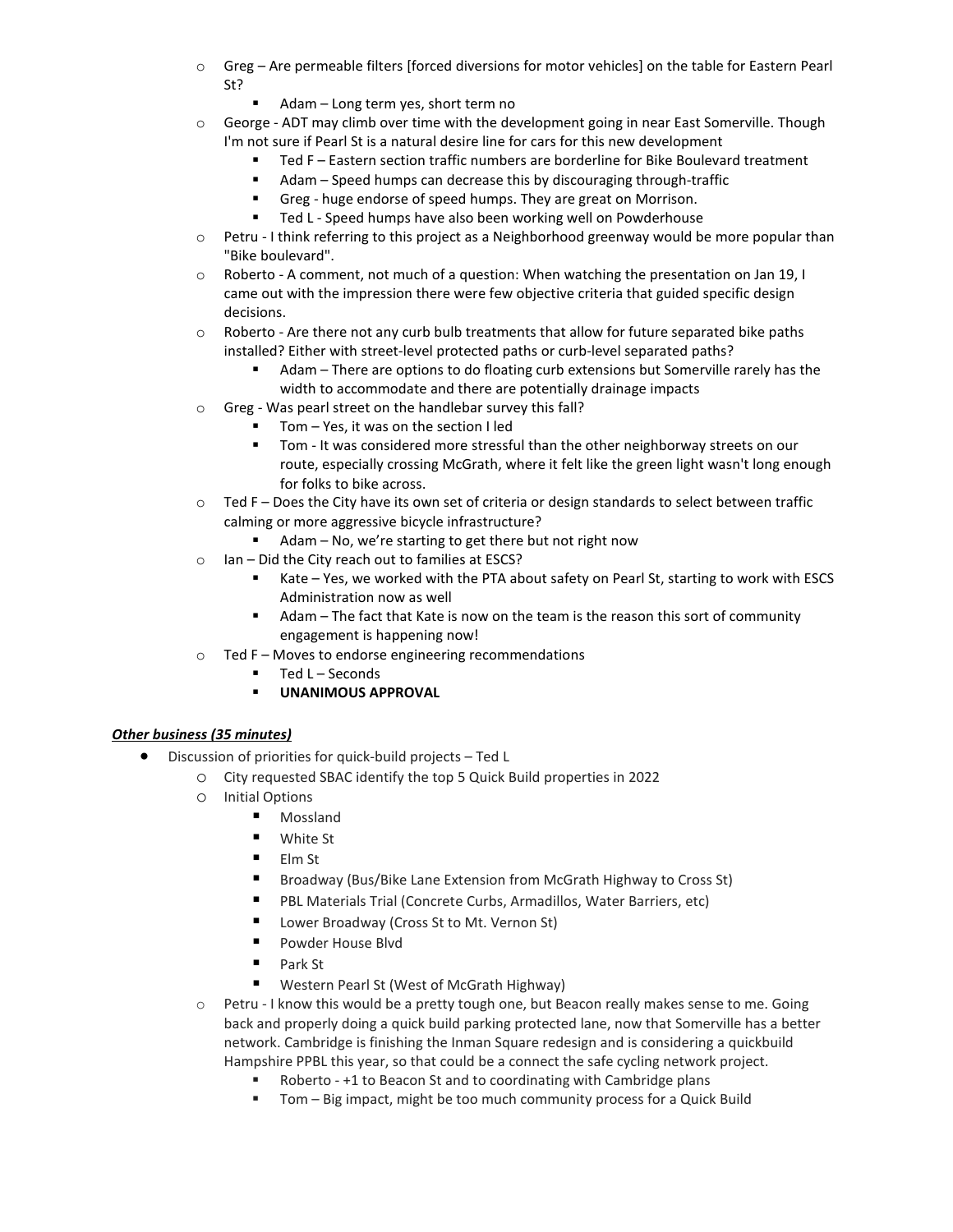- Greg – Are permeable filters [forced diversions for motor vehicles] on the table for Eastern Pearl St?
    - Adam – Long term yes, short term no
- George - ADT may climb over time with the development going in near East Somerville. Though I'm not sure if Pearl St is a natural desire line for cars for this new development
    - Ted F – Eastern section traffic numbers are borderline for Bike Boulevard treatment
    - Adam – Speed humps can decrease this by discouraging through-traffic
    - Greg - huge endorse of speed humps. They are great on Morrison.
    - Ted L - Speed humps have also been working well on Powderhouse
- Petru - I think referring to this project as a Neighborhood greenway would be more popular than "Bike boulevard".
- Roberto - A comment, not much of a question: When watching the presentation on Jan 19, I came out with the impression there were few objective criteria that guided specific design decisions.
- Roberto - Are there not any curb bulb treatments that allow for future separated bike paths installed? Either with street-level protected paths or curb-level separated paths?
    - Adam – There are options to do floating curb extensions but Somerville rarely has the width to accommodate and there are potentially drainage impacts
- Greg - Was pearl street on the handlebar survey this fall?
    - Tom – Yes, it was on the section I led
    - Tom - It was considered more stressful than the other neighborway streets on our route, especially crossing McGrath, where it felt like the green light wasn't long enough for folks to bike across.
- Ted F – Does the City have its own set of criteria or design standards to select between traffic calming or more aggressive bicycle infrastructure?
    - Adam – No, we're starting to get there but not right now
- Ian – Did the City reach out to families at ESCS?
    - Kate – Yes, we worked with the PTA about safety on Pearl St, starting to work with ESCS Administration now as well
    - Adam – The fact that Kate is now on the team is the reason this sort of community engagement is happening now!
- Ted F – Moves to endorse engineering recommendations
    - Ted L – Seconds
    - **UNANIMOUS APPROVAL**

***Other business (35 minutes)***

- Discussion of priorities for quick-build projects – Ted L
    - City requested SBAC identify the top 5 Quick Build properties in 2022
    - Initial Options
        - Mossland
        - White St
        - Elm St
        - Broadway (Bus/Bike Lane Extension from McGrath Highway to Cross St)
        - PBL Materials Trial (Concrete Curbs, Armadillos, Water Barriers, etc)
        - Lower Broadway (Cross St to Mt. Vernon St)
        - Powder House Blvd
        - Park St
        - Western Pearl St (West of McGrath Highway)
    - Petru - I know this would be a pretty tough one, but Beacon really makes sense to me. Going back and properly doing a quick build parking protected lane, now that Somerville has a better network. Cambridge is finishing the Inman Square redesign and is considering a quickbuild Hampshire PPBL this year, so that could be a connect the safe cycling network project.
        - Roberto - +1 to Beacon St and to coordinating with Cambridge plans
        - Tom – Big impact, might be too much community process for a Quick Build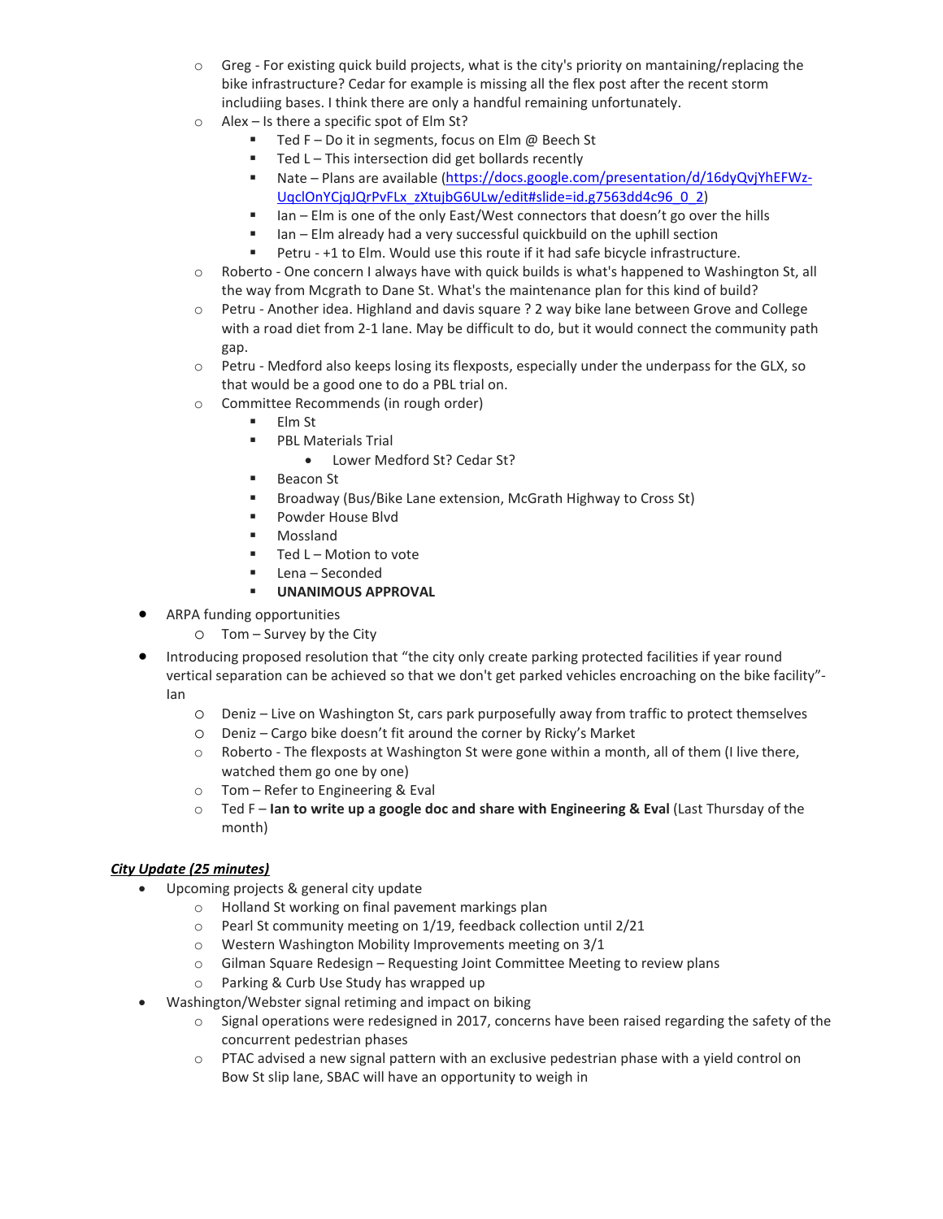- Greg - For existing quick build projects, what is the city's priority on mantaining/replacing the bike infrastructure? Cedar for example is missing all the flex post after the recent storm includiing bases. I think there are only a handful remaining unfortunately.
  - Alex – Is there a specific spot of Elm St?
    - Ted F – Do it in segments, focus on Elm @ Beech St
    - Ted L – This intersection did get bollards recently
    - Nate – Plans are available (https://docs.google.com/presentation/d/16dyQvjYhEFWz-UqclOnYCjqJQrPvFLx_zXtujbG6ULw/edit#slide=id.g7563dd4c96_0_2)
    - Ian – Elm is one of the only East/West connectors that doesn't go over the hills
    - Ian – Elm already had a very successful quickbuild on the uphill section
    - Petru - +1 to Elm. Would use this route if it had safe bicycle infrastructure.
  - Roberto - One concern I always have with quick builds is what's happened to Washington St, all the way from Mcgrath to Dane St. What's the maintenance plan for this kind of build?
  - Petru - Another idea. Highland and davis square ? 2 way bike lane between Grove and College with a road diet from 2-1 lane. May be difficult to do, but it would connect the community path gap.
  - Petru - Medford also keeps losing its flexposts, especially under the underpass for the GLX, so that would be a good one to do a PBL trial on.
  - Committee Recommends (in rough order)
    - Elm St
    - PBL Materials Trial
      - Lower Medford St? Cedar St?
    - Beacon St
    - Broadway (Bus/Bike Lane extension, McGrath Highway to Cross St)
    - Powder House Blvd
    - Mossland
    - Ted L – Motion to vote
    - Lena – Seconded
    - **UNANIMOUS APPROVAL**
- ARPA funding opportunities
  - Tom – Survey by the City
- Introducing proposed resolution that "the city only create parking protected facilities if year round vertical separation can be achieved so that we don't get parked vehicles encroaching on the bike facility"- Ian
  - Deniz – Live on Washington St, cars park purposefully away from traffic to protect themselves
  - Deniz – Cargo bike doesn't fit around the corner by Ricky's Market
  - Roberto - The flexposts at Washington St were gone within a month, all of them (I live there, watched them go one by one)
  - Tom – Refer to Engineering & Eval
  - Ted F – **Ian to write up a google doc and share with Engineering & Eval** (Last Thursday of the month)

***City Update (25 minutes)***

- Upcoming projects & general city update
  - Holland St working on final pavement markings plan
  - Pearl St community meeting on 1/19, feedback collection until 2/21
  - Western Washington Mobility Improvements meeting on 3/1
  - Gilman Square Redesign – Requesting Joint Committee Meeting to review plans
  - Parking & Curb Use Study has wrapped up
- Washington/Webster signal retiming and impact on biking
  - Signal operations were redesigned in 2017, concerns have been raised regarding the safety of the concurrent pedestrian phases
  - PTAC advised a new signal pattern with an exclusive pedestrian phase with a yield control on Bow St slip lane, SBAC will have an opportunity to weigh in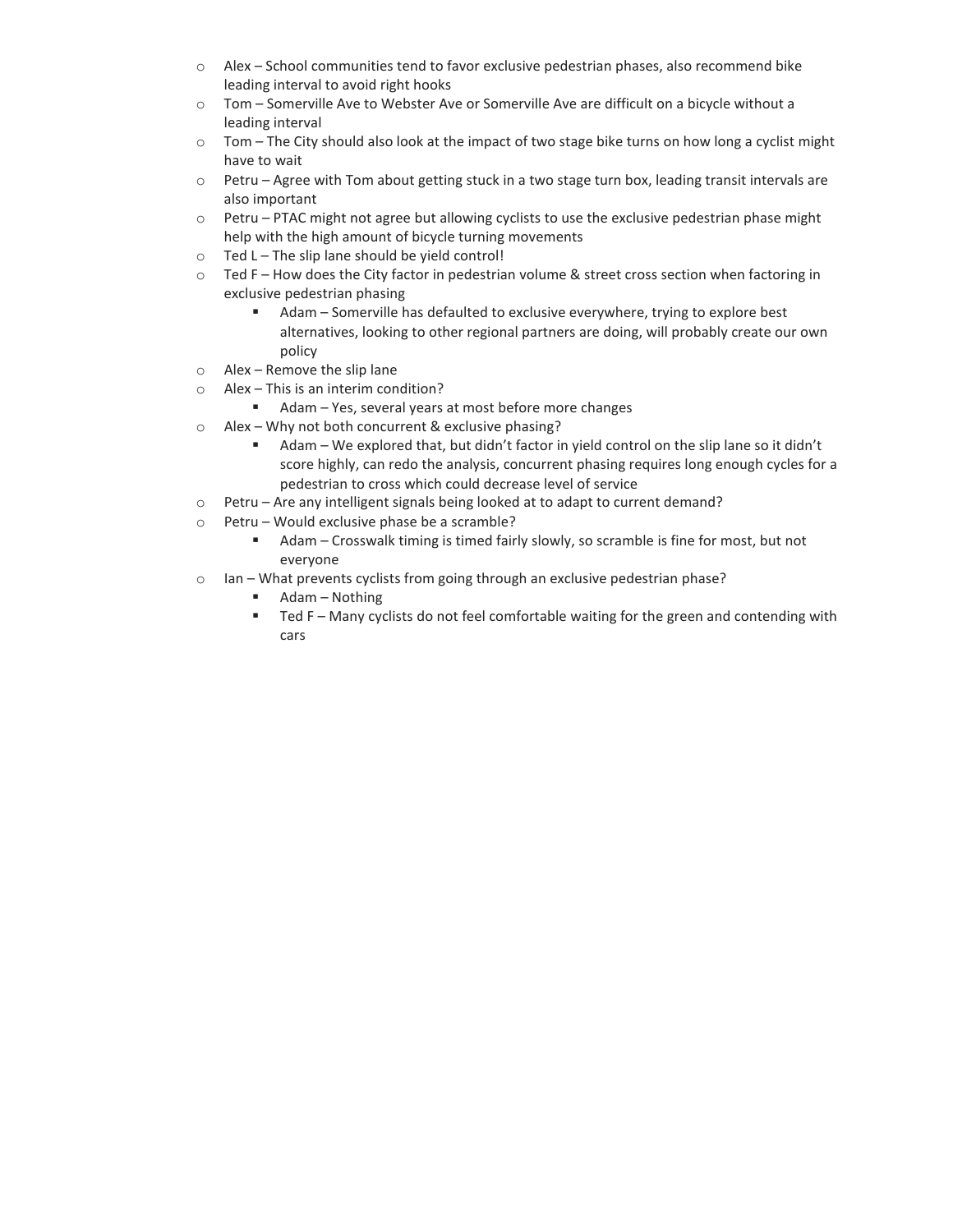- Alex – School communities tend to favor exclusive pedestrian phases, also recommend bike leading interval to avoid right hooks
- Tom – Somerville Ave to Webster Ave or Somerville Ave are difficult on a bicycle without a leading interval
- Tom – The City should also look at the impact of two stage bike turns on how long a cyclist might have to wait
- Petru – Agree with Tom about getting stuck in a two stage turn box, leading transit intervals are also important
- Petru – PTAC might not agree but allowing cyclists to use the exclusive pedestrian phase might help with the high amount of bicycle turning movements
- Ted L – The slip lane should be yield control!
- Ted F – How does the City factor in pedestrian volume & street cross section when factoring in exclusive pedestrian phasing
  - Adam – Somerville has defaulted to exclusive everywhere, trying to explore best alternatives, looking to other regional partners are doing, will probably create our own policy
- Alex – Remove the slip lane
- Alex – This is an interim condition?
  - Adam – Yes, several years at most before more changes
- Alex – Why not both concurrent & exclusive phasing?
  - Adam – We explored that, but didn't factor in yield control on the slip lane so it didn't score highly, can redo the analysis, concurrent phasing requires long enough cycles for a pedestrian to cross which could decrease level of service
- Petru – Are any intelligent signals being looked at to adapt to current demand?
- Petru – Would exclusive phase be a scramble?
  - Adam – Crosswalk timing is timed fairly slowly, so scramble is fine for most, but not everyone
- Ian – What prevents cyclists from going through an exclusive pedestrian phase?
  - Adam – Nothing
  - Ted F – Many cyclists do not feel comfortable waiting for the green and contending with cars